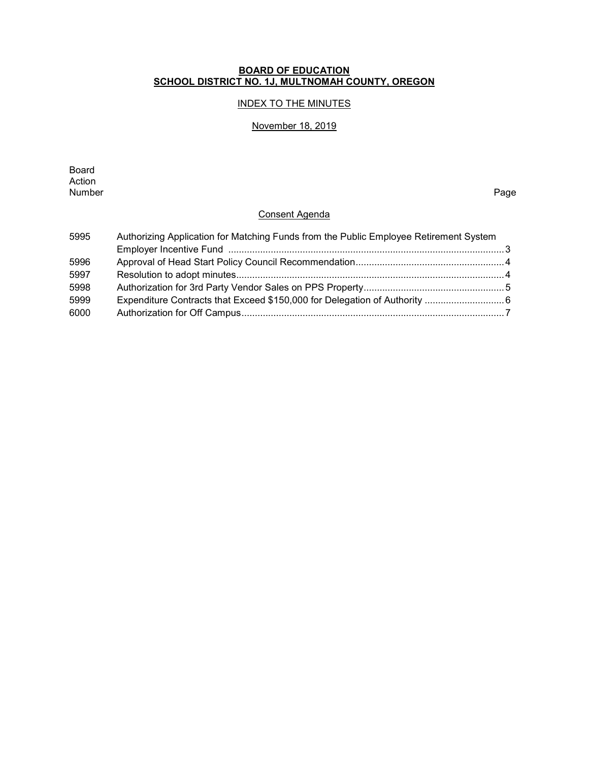**BOARD OF EDUCATION**
**SCHOOL DISTRICT NO. 1J, MULTNOMAH COUNTY, OREGON**

INDEX TO THE MINUTES

November 18, 2019

| Board Action Number | | Page |
|---|---|---|
| | **Consent Agenda** | |
| 5995 | Authorizing Application for Matching Funds from the Public Employee Retirement System Employer Incentive Fund | 3 |
| 5996 | Approval of Head Start Policy Council Recommendation | 4 |
| 5997 | Resolution to adopt minutes | 4 |
| 5998 | Authorization for 3rd Party Vendor Sales on PPS Property | 5 |
| 5999 | Expenditure Contracts that Exceed $150,000 for Delegation of Authority | 6 |
| 6000 | Authorization for Off Campus | 7 |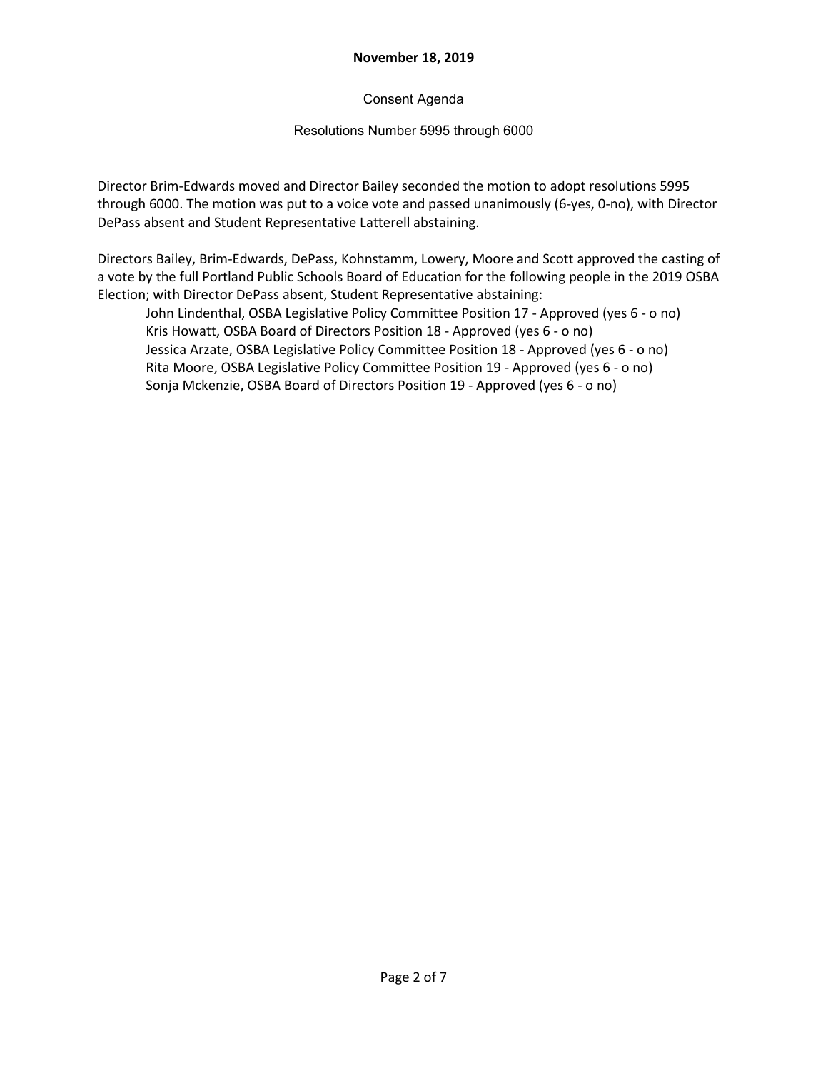**November 18, 2019**

Consent Agenda

Resolutions Number 5995 through 6000

Director Brim-Edwards moved and Director Bailey seconded the motion to adopt resolutions 5995 through 6000. The motion was put to a voice vote and passed unanimously (6-yes, 0-no), with Director DePass absent and Student Representative Latterell abstaining.

Directors Bailey, Brim-Edwards, DePass, Kohnstamm, Lowery, Moore and Scott approved the casting of a vote by the full Portland Public Schools Board of Education for the following people in the 2019 OSBA Election; with Director DePass absent, Student Representative abstaining:

John Lindenthal, OSBA Legislative Policy Committee Position 17 - Approved (yes 6 - o no)
Kris Howatt, OSBA Board of Directors Position 18 - Approved (yes 6 - o no)
Jessica Arzate, OSBA Legislative Policy Committee Position 18 - Approved (yes 6 - o no)
Rita Moore, OSBA Legislative Policy Committee Position 19 - Approved (yes 6 - o no)
Sonja Mckenzie, OSBA Board of Directors Position 19 - Approved (yes 6 - o no)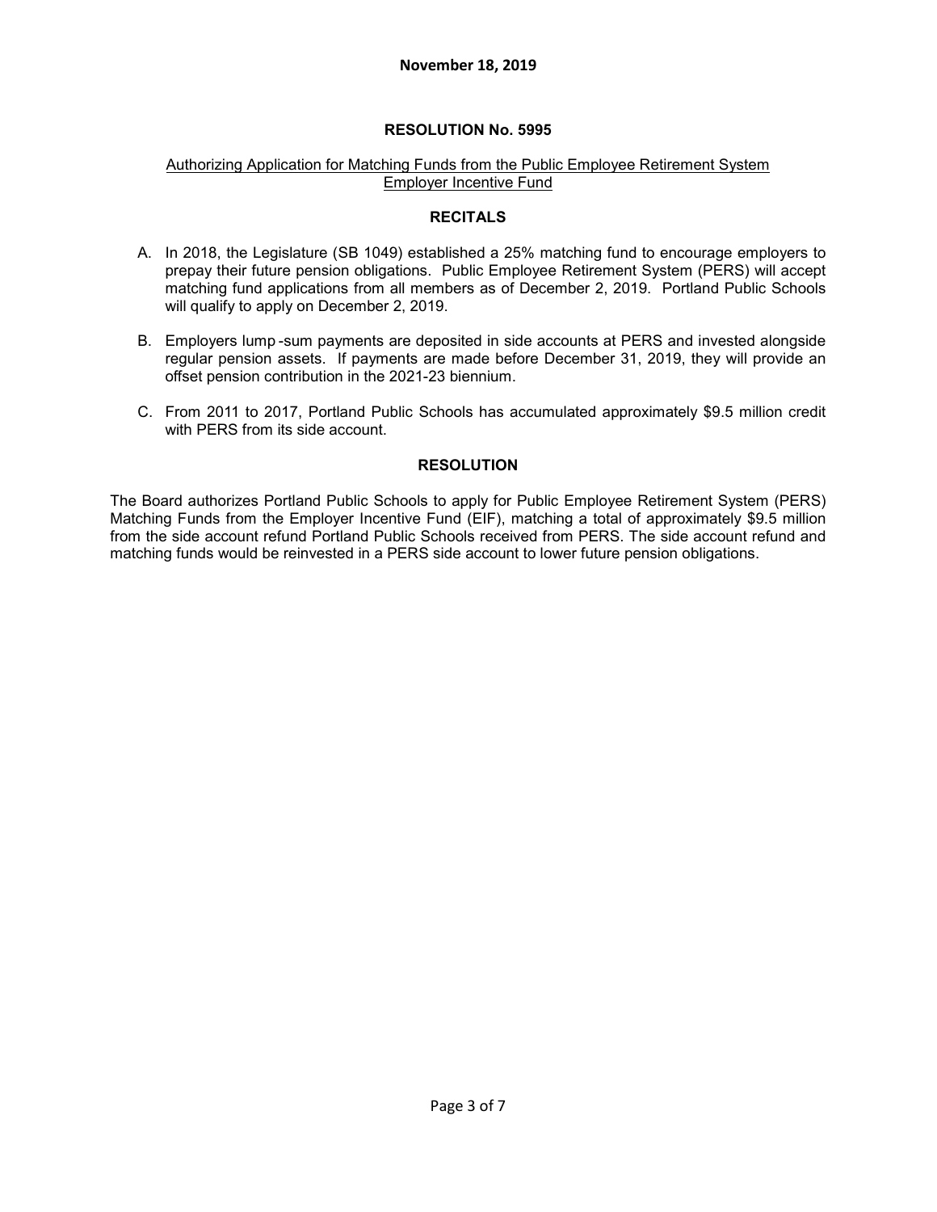**November 18, 2019**

## RESOLUTION No. 5995

Authorizing Application for Matching Funds from the Public Employee Retirement System Employer Incentive Fund

### RECITALS

A. In 2018, the Legislature (SB 1049) established a 25% matching fund to encourage employers to prepay their future pension obligations. Public Employee Retirement System (PERS) will accept matching fund applications from all members as of December 2, 2019. Portland Public Schools will qualify to apply on December 2, 2019.

B. Employers lump -sum payments are deposited in side accounts at PERS and invested alongside regular pension assets. If payments are made before December 31, 2019, they will provide an offset pension contribution in the 2021-23 biennium.

C. From 2011 to 2017, Portland Public Schools has accumulated approximately $9.5 million credit with PERS from its side account.

### RESOLUTION

The Board authorizes Portland Public Schools to apply for Public Employee Retirement System (PERS) Matching Funds from the Employer Incentive Fund (EIF), matching a total of approximately $9.5 million from the side account refund Portland Public Schools received from PERS. The side account refund and matching funds would be reinvested in a PERS side account to lower future pension obligations.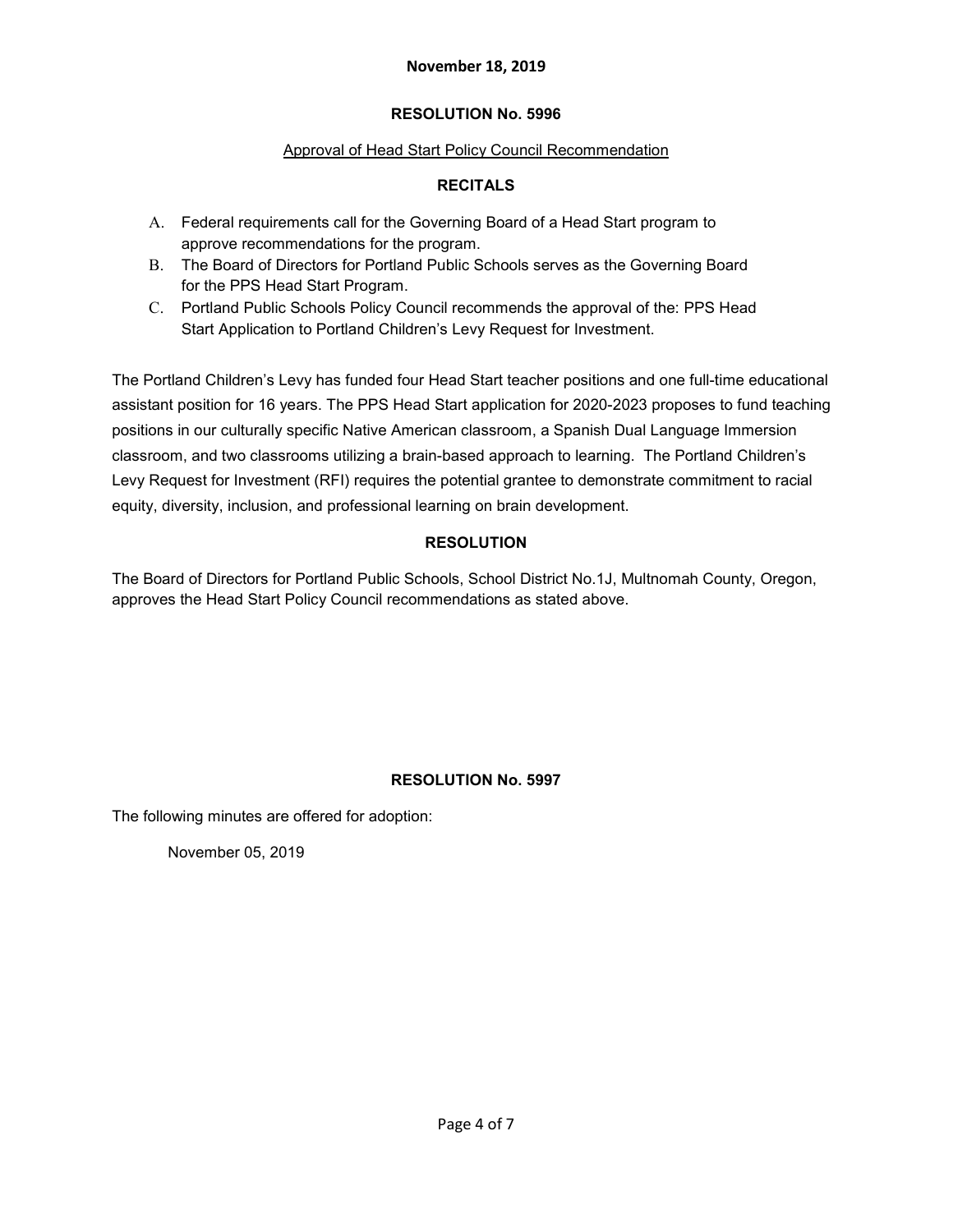**November 18, 2019**

## RESOLUTION No. 5996

Approval of Head Start Policy Council Recommendation

### RECITALS

A. Federal requirements call for the Governing Board of a Head Start program to approve recommendations for the program.

B. The Board of Directors for Portland Public Schools serves as the Governing Board for the PPS Head Start Program.

C. Portland Public Schools Policy Council recommends the approval of the: PPS Head Start Application to Portland Children's Levy Request for Investment.

The Portland Children's Levy has funded four Head Start teacher positions and one full-time educational assistant position for 16 years. The PPS Head Start application for 2020-2023 proposes to fund teaching positions in our culturally specific Native American classroom, a Spanish Dual Language Immersion classroom, and two classrooms utilizing a brain-based approach to learning. The Portland Children's Levy Request for Investment (RFI) requires the potential grantee to demonstrate commitment to racial equity, diversity, inclusion, and professional learning on brain development.

### RESOLUTION

The Board of Directors for Portland Public Schools, School District No.1J, Multnomah County, Oregon, approves the Head Start Policy Council recommendations as stated above.

## RESOLUTION No. 5997

The following minutes are offered for adoption:

November 05, 2019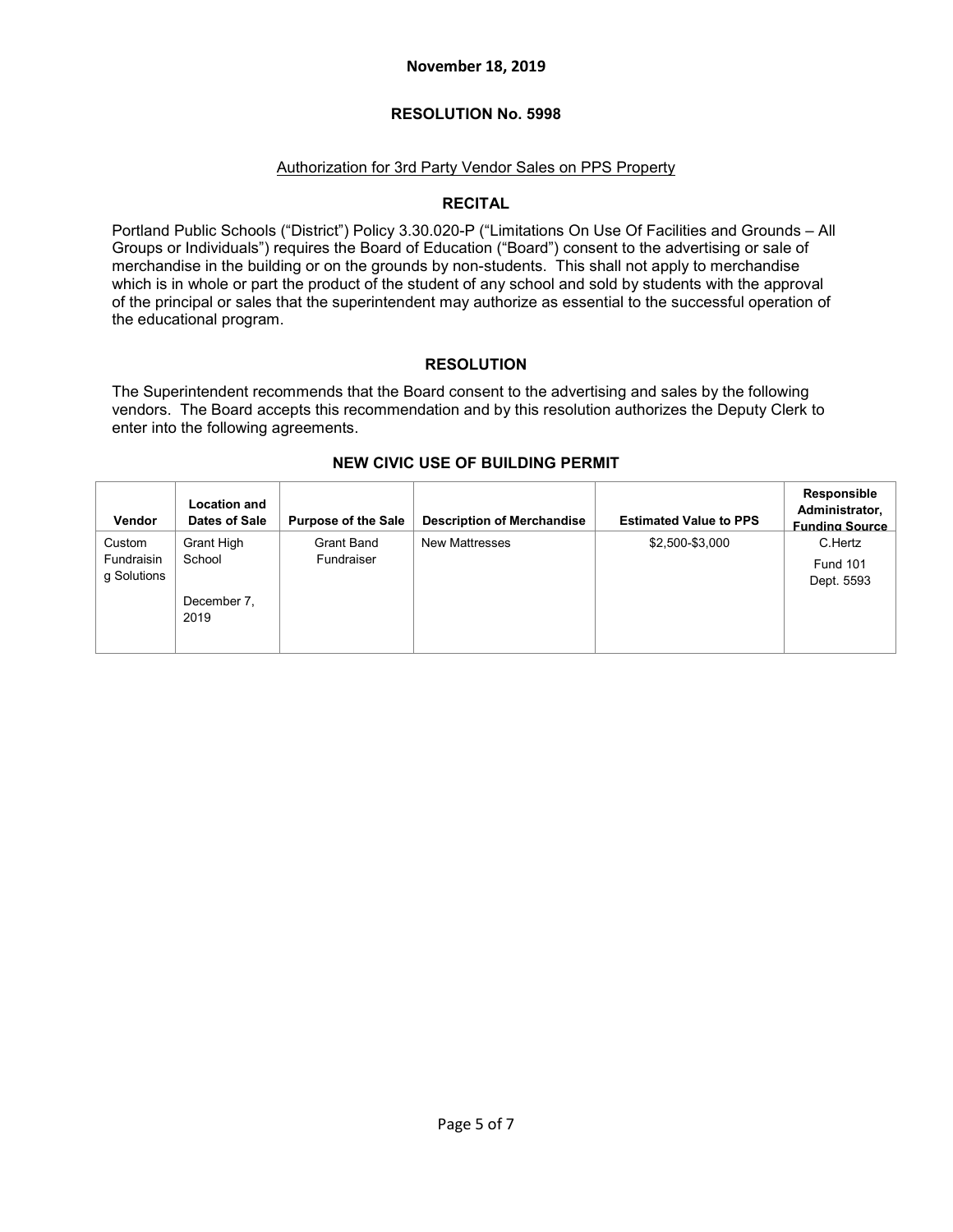November 18, 2019

# RESOLUTION No. 5998

## Authorization for 3rd Party Vendor Sales on PPS Property

### RECITAL

Portland Public Schools ("District") Policy 3.30.020-P ("Limitations On Use Of Facilities and Grounds – All Groups or Individuals") requires the Board of Education ("Board") consent to the advertising or sale of merchandise in the building or on the grounds by non-students. This shall not apply to merchandise which is in whole or part the product of the student of any school and sold by students with the approval of the principal or sales that the superintendent may authorize as essential to the successful operation of the educational program.

### RESOLUTION

The Superintendent recommends that the Board consent to the advertising and sales by the following vendors. The Board accepts this recommendation and by this resolution authorizes the Deputy Clerk to enter into the following agreements.

### NEW CIVIC USE OF BUILDING PERMIT

| Vendor | Location and Dates of Sale | Purpose of the Sale | Description of Merchandise | Estimated Value to PPS | Responsible Administrator, Funding Source |
|---|---|---|---|---|---|
| Custom Fundraising Solutions | Grant High School<br><br>December 7, 2019 | Grant Band Fundraiser | New Mattresses | $2,500-$3,000 | C.Hertz<br>Fund 101<br>Dept. 5593 |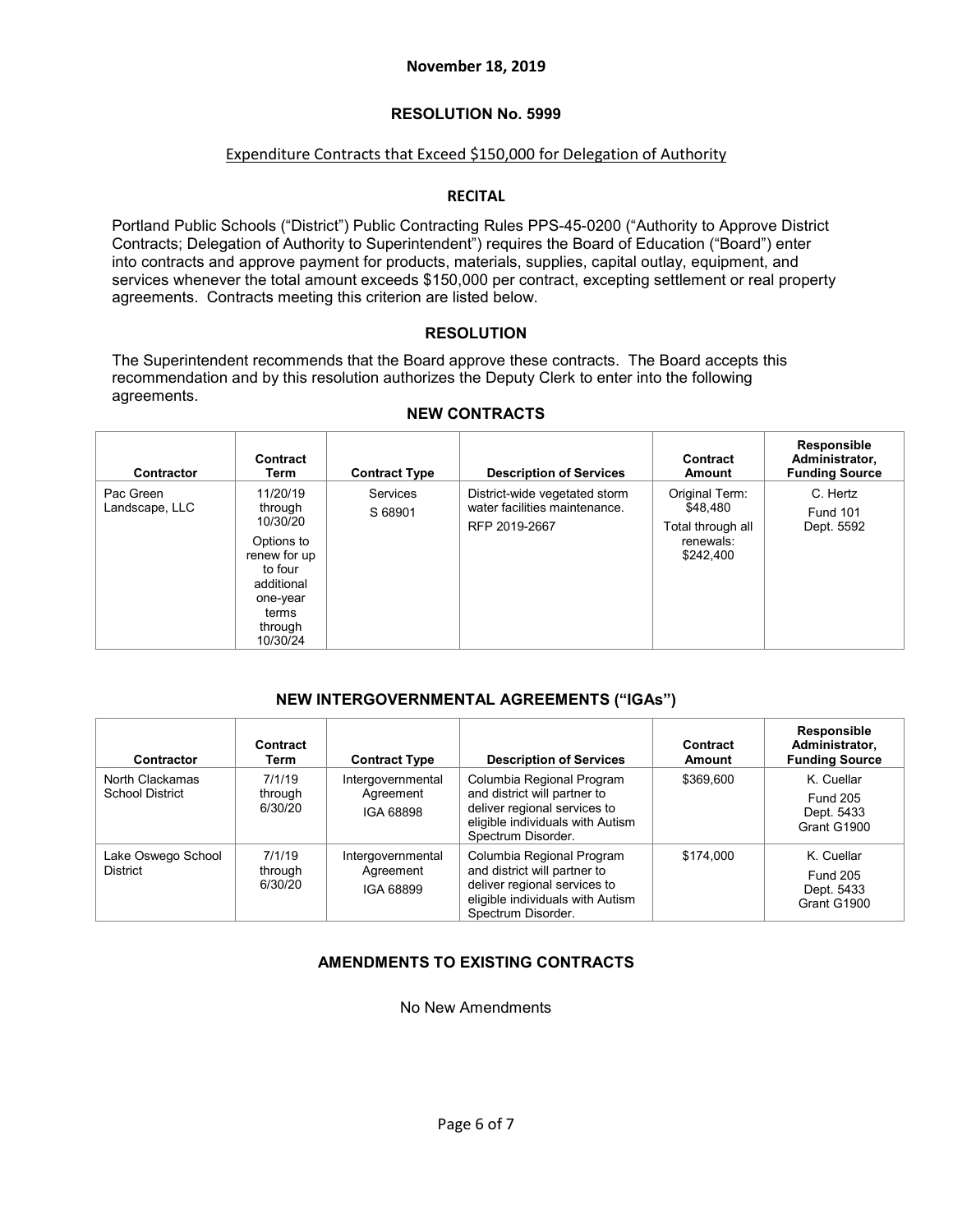**November 18, 2019**

## RESOLUTION No. 5999

### Expenditure Contracts that Exceed $150,000 for Delegation of Authority

### RECITAL

Portland Public Schools ("District") Public Contracting Rules PPS-45-0200 ("Authority to Approve District Contracts; Delegation of Authority to Superintendent") requires the Board of Education ("Board") enter into contracts and approve payment for products, materials, supplies, capital outlay, equipment, and services whenever the total amount exceeds $150,000 per contract, excepting settlement or real property agreements. Contracts meeting this criterion are listed below.

### RESOLUTION

The Superintendent recommends that the Board approve these contracts. The Board accepts this recommendation and by this resolution authorizes the Deputy Clerk to enter into the following agreements.

### NEW CONTRACTS

| Contractor | Contract Term | Contract Type | Description of Services | Contract Amount | Responsible Administrator, Funding Source |
|---|---|---|---|---|---|
| Pac Green Landscape, LLC | 11/20/19 through 10/30/20<br><br>Options to renew for up to four additional one-year terms through 10/30/24 | Services<br>S 68901 | District-wide vegetated storm water facilities maintenance.<br>RFP 2019-2667 | Original Term: $48,480<br><br>Total through all renewals: $242,400 | C. Hertz<br>Fund 101<br>Dept. 5592 |

### NEW INTERGOVERNMENTAL AGREEMENTS ("IGAs")

| Contractor | Contract Term | Contract Type | Description of Services | Contract Amount | Responsible Administrator, Funding Source |
|---|---|---|---|---|---|
| North Clackamas School District | 7/1/19 through 6/30/20 | Intergovernmental Agreement<br>IGA 68898 | Columbia Regional Program and district will partner to deliver regional services to eligible individuals with Autism Spectrum Disorder. | $369,600 | K. Cuellar<br>Fund 205<br>Dept. 5433<br>Grant G1900 |
| Lake Oswego School District | 7/1/19 through 6/30/20 | Intergovernmental Agreement<br>IGA 68899 | Columbia Regional Program and district will partner to deliver regional services to eligible individuals with Autism Spectrum Disorder. | $174,000 | K. Cuellar<br>Fund 205<br>Dept. 5433<br>Grant G1900 |

### AMENDMENTS TO EXISTING CONTRACTS

No New Amendments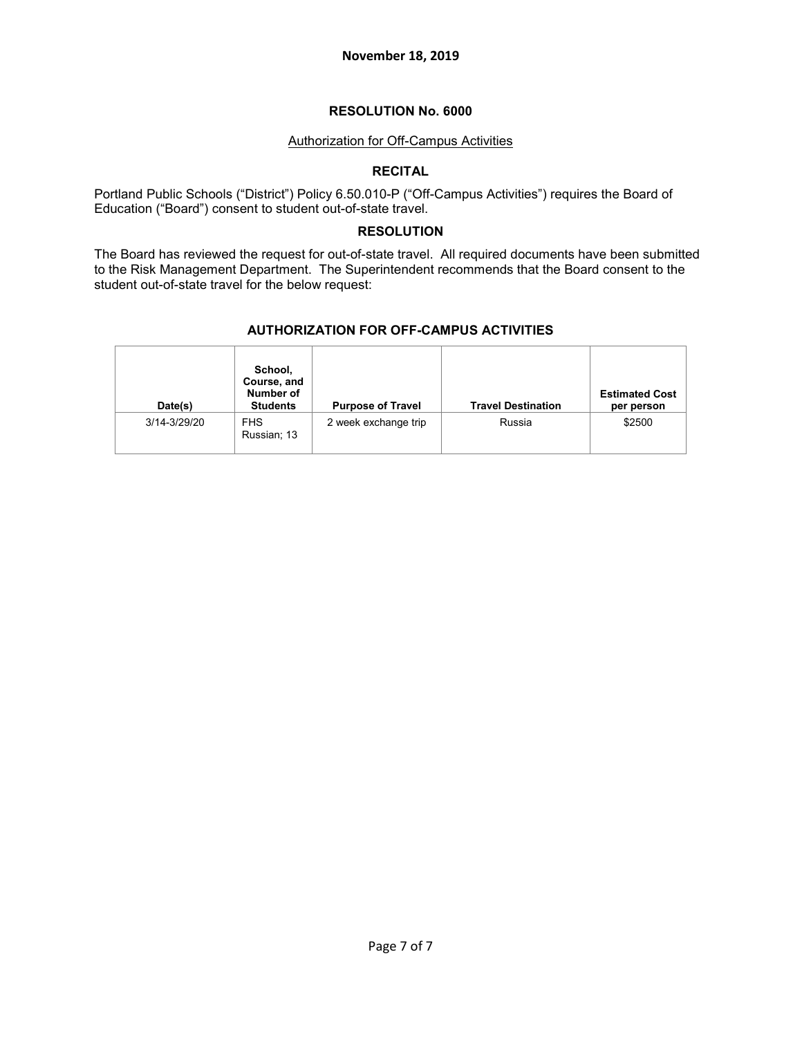November 18, 2019

# RESOLUTION No. 6000

## Authorization for Off-Campus Activities

### RECITAL

Portland Public Schools ("District") Policy 6.50.010-P ("Off-Campus Activities") requires the Board of Education ("Board") consent to student out-of-state travel.

### RESOLUTION

The Board has reviewed the request for out-of-state travel. All required documents have been submitted to the Risk Management Department. The Superintendent recommends that the Board consent to the student out-of-state travel for the below request:

### AUTHORIZATION FOR OFF-CAMPUS ACTIVITIES

| Date(s) | School, Course, and Number of Students | Purpose of Travel | Travel Destination | Estimated Cost per person |
|---|---|---|---|---|
| 3/14-3/29/20 | FHS Russian; 13 | 2 week exchange trip | Russia | $2500 |